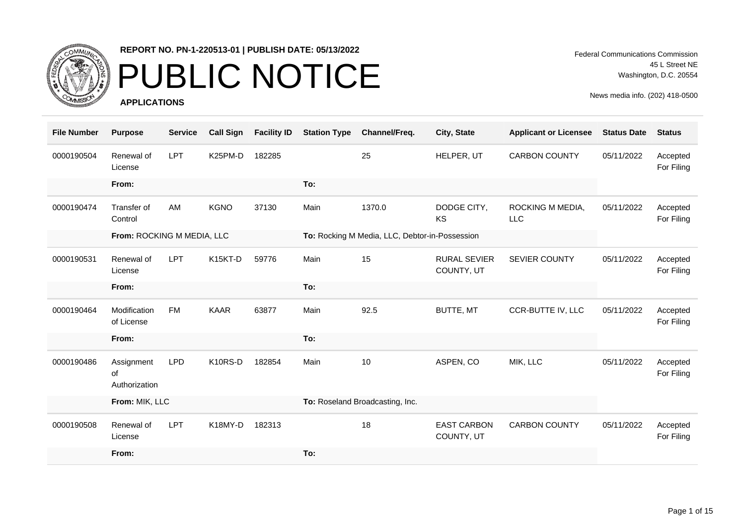**REPORT NO. PN-1-220513-01 | PUBLISH DATE: 05/13/2022**

# PUBLIC NOTICE

**APPLICATIONS**

Federal Communications Commission
45 L Street NE
Washington, D.C. 20554

News media info. (202) 418-0500

| File Number | Purpose | Service | Call Sign | Facility ID | Station Type | Channel/Freq. | City, State | Applicant or Licensee | Status Date | Status |
|---|---|---|---|---|---|---|---|---|---|---|
| 0000190504 | Renewal of License | LPT | K25PM-D | 182285 | | 25 | HELPER, UT | CARBON COUNTY | 05/11/2022 | Accepted For Filing |
| | **From:** | | | | **To:** | | | | | |
| 0000190474 | Transfer of Control | AM | KGNO | 37130 | Main | 1370.0 | DODGE CITY, KS | ROCKING M MEDIA, LLC | 05/11/2022 | Accepted For Filing |
| | **From:** ROCKING M MEDIA, LLC | | | | **To:** Rocking M Media, LLC, Debtor-in-Possession | | | | | |
| 0000190531 | Renewal of License | LPT | K15KT-D | 59776 | Main | 15 | RURAL SEVIER COUNTY, UT | SEVIER COUNTY | 05/11/2022 | Accepted For Filing |
| | **From:** | | | | **To:** | | | | | |
| 0000190464 | Modification of License | FM | KAAR | 63877 | Main | 92.5 | BUTTE, MT | CCR-BUTTE IV, LLC | 05/11/2022 | Accepted For Filing |
| | **From:** | | | | **To:** | | | | | |
| 0000190486 | Assignment of Authorization | LPD | K10RS-D | 182854 | Main | 10 | ASPEN, CO | MIK, LLC | 05/11/2022 | Accepted For Filing |
| | **From:** MIK, LLC | | | | **To:** Roseland Broadcasting, Inc. | | | | | |
| 0000190508 | Renewal of License | LPT | K18MY-D | 182313 | | 18 | EAST CARBON COUNTY, UT | CARBON COUNTY | 05/11/2022 | Accepted For Filing |
| | **From:** | | | | **To:** | | | | | |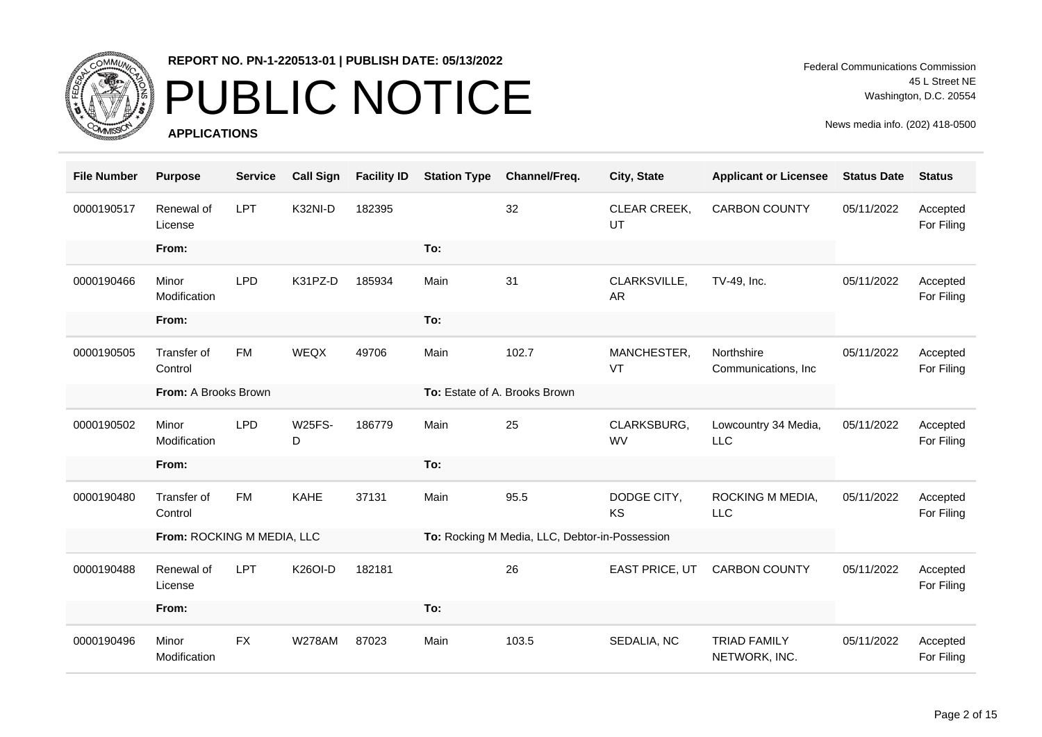**REPORT NO. PN-1-220513-01 | PUBLISH DATE: 05/13/2022**

# PUBLIC NOTICE

**APPLICATIONS**

Federal Communications Commission
45 L Street NE
Washington, D.C. 20554

News media info. (202) 418-0500

| File Number | Purpose | Service | Call Sign | Facility ID | Station Type | Channel/Freq. | City, State | Applicant or Licensee | Status Date | Status |
|---|---|---|---|---|---|---|---|---|---|---|
| 0000190517 | Renewal of License | LPT | K32NI-D | 182395 | | 32 | CLEAR CREEK, UT | CARBON COUNTY | 05/11/2022 | Accepted For Filing |
| | **From:** | | | | **To:** | | | | | |
| 0000190466 | Minor Modification | LPD | K31PZ-D | 185934 | Main | 31 | CLARKSVILLE, AR | TV-49, Inc. | 05/11/2022 | Accepted For Filing |
| | **From:** | | | | **To:** | | | | | |
| 0000190505 | Transfer of Control | FM | WEQX | 49706 | Main | 102.7 | MANCHESTER, VT | Northshire Communications, Inc | 05/11/2022 | Accepted For Filing |
| | **From:** A Brooks Brown | | | | **To:** Estate of A. Brooks Brown | | | | | |
| 0000190502 | Minor Modification | LPD | W25FS-D | 186779 | Main | 25 | CLARKSBURG, WV | Lowcountry 34 Media, LLC | 05/11/2022 | Accepted For Filing |
| | **From:** | | | | **To:** | | | | | |
| 0000190480 | Transfer of Control | FM | KAHE | 37131 | Main | 95.5 | DODGE CITY, KS | ROCKING M MEDIA, LLC | 05/11/2022 | Accepted For Filing |
| | **From:** ROCKING M MEDIA, LLC | | | | **To:** Rocking M Media, LLC, Debtor-in-Possession | | | | | |
| 0000190488 | Renewal of License | LPT | K26OI-D | 182181 | | 26 | EAST PRICE, UT | CARBON COUNTY | 05/11/2022 | Accepted For Filing |
| | **From:** | | | | **To:** | | | | | |
| 0000190496 | Minor Modification | FX | W278AM | 87023 | Main | 103.5 | SEDALIA, NC | TRIAD FAMILY NETWORK, INC. | 05/11/2022 | Accepted For Filing |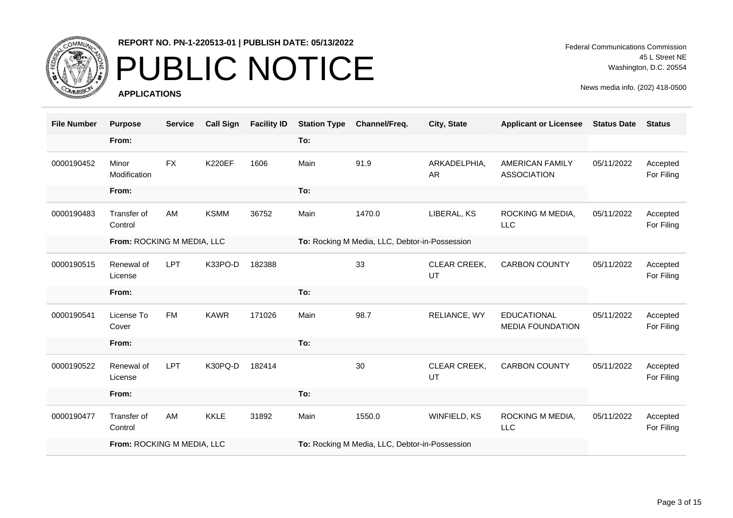**REPORT NO. PN-1-220513-01 | PUBLISH DATE: 05/13/2022**

# PUBLIC NOTICE

**APPLICATIONS**

Federal Communications Commission
45 L Street NE
Washington, D.C. 20554

News media info. (202) 418-0500

| File Number | Purpose | Service | Call Sign | Facility ID | Station Type | Channel/Freq. | City, State | Applicant or Licensee | Status Date | Status |
|---|---|---|---|---|---|---|---|---|---|---|
| | From: | | | | To: | | | | | |
| 0000190452 | Minor Modification | FX | K220EF | 1606 | Main | 91.9 | ARKADELPHIA, AR | AMERICAN FAMILY ASSOCIATION | 05/11/2022 | Accepted For Filing |
| | From: | | | | To: | | | | | |
| 0000190483 | Transfer of Control | AM | KSMM | 36752 | Main | 1470.0 | LIBERAL, KS | ROCKING M MEDIA, LLC | 05/11/2022 | Accepted For Filing |
| | From: ROCKING M MEDIA, LLC | | | | To: Rocking M Media, LLC, Debtor-in-Possession | | | | | |
| 0000190515 | Renewal of License | LPT | K33PO-D | 182388 | | 33 | CLEAR CREEK, UT | CARBON COUNTY | 05/11/2022 | Accepted For Filing |
| | From: | | | | To: | | | | | |
| 0000190541 | License To Cover | FM | KAWR | 171026 | Main | 98.7 | RELIANCE, WY | EDUCATIONAL MEDIA FOUNDATION | 05/11/2022 | Accepted For Filing |
| | From: | | | | To: | | | | | |
| 0000190522 | Renewal of License | LPT | K30PQ-D | 182414 | | 30 | CLEAR CREEK, UT | CARBON COUNTY | 05/11/2022 | Accepted For Filing |
| | From: | | | | To: | | | | | |
| 0000190477 | Transfer of Control | AM | KKLE | 31892 | Main | 1550.0 | WINFIELD, KS | ROCKING M MEDIA, LLC | 05/11/2022 | Accepted For Filing |
| | From: ROCKING M MEDIA, LLC | | | | To: Rocking M Media, LLC, Debtor-in-Possession | | | | | |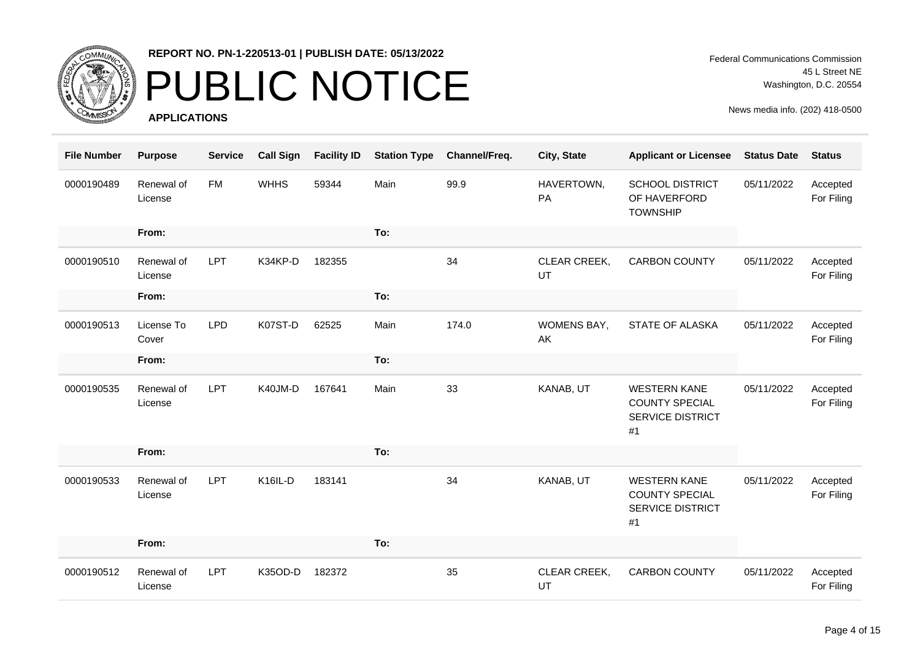REPORT NO. PN-1-220513-01 | PUBLISH DATE: 05/13/2022

# PUBLIC NOTICE

**APPLICATIONS**

Federal Communications Commission
45 L Street NE
Washington, D.C. 20554

News media info. (202) 418-0500

| File Number | Purpose | Service | Call Sign | Facility ID | Station Type | Channel/Freq. | City, State | Applicant or Licensee | Status Date | Status |
|---|---|---|---|---|---|---|---|---|---|---|
| 0000190489 | Renewal of License | FM | WHHS | 59344 | Main | 99.9 | HAVERTOWN, PA | SCHOOL DISTRICT OF HAVERFORD TOWNSHIP | 05/11/2022 | Accepted For Filing |
| | From: | | | | To: | | | | | |
| 0000190510 | Renewal of License | LPT | K34KP-D | 182355 | | 34 | CLEAR CREEK, UT | CARBON COUNTY | 05/11/2022 | Accepted For Filing |
| | From: | | | | To: | | | | | |
| 0000190513 | License To Cover | LPD | K07ST-D | 62525 | Main | 174.0 | WOMENS BAY, AK | STATE OF ALASKA | 05/11/2022 | Accepted For Filing |
| | From: | | | | To: | | | | | |
| 0000190535 | Renewal of License | LPT | K40JM-D | 167641 | Main | 33 | KANAB, UT | WESTERN KANE COUNTY SPECIAL SERVICE DISTRICT #1 | 05/11/2022 | Accepted For Filing |
| | From: | | | | To: | | | | | |
| 0000190533 | Renewal of License | LPT | K16IL-D | 183141 | | 34 | KANAB, UT | WESTERN KANE COUNTY SPECIAL SERVICE DISTRICT #1 | 05/11/2022 | Accepted For Filing |
| | From: | | | | To: | | | | | |
| 0000190512 | Renewal of License | LPT | K35OD-D | 182372 | | 35 | CLEAR CREEK, UT | CARBON COUNTY | 05/11/2022 | Accepted For Filing |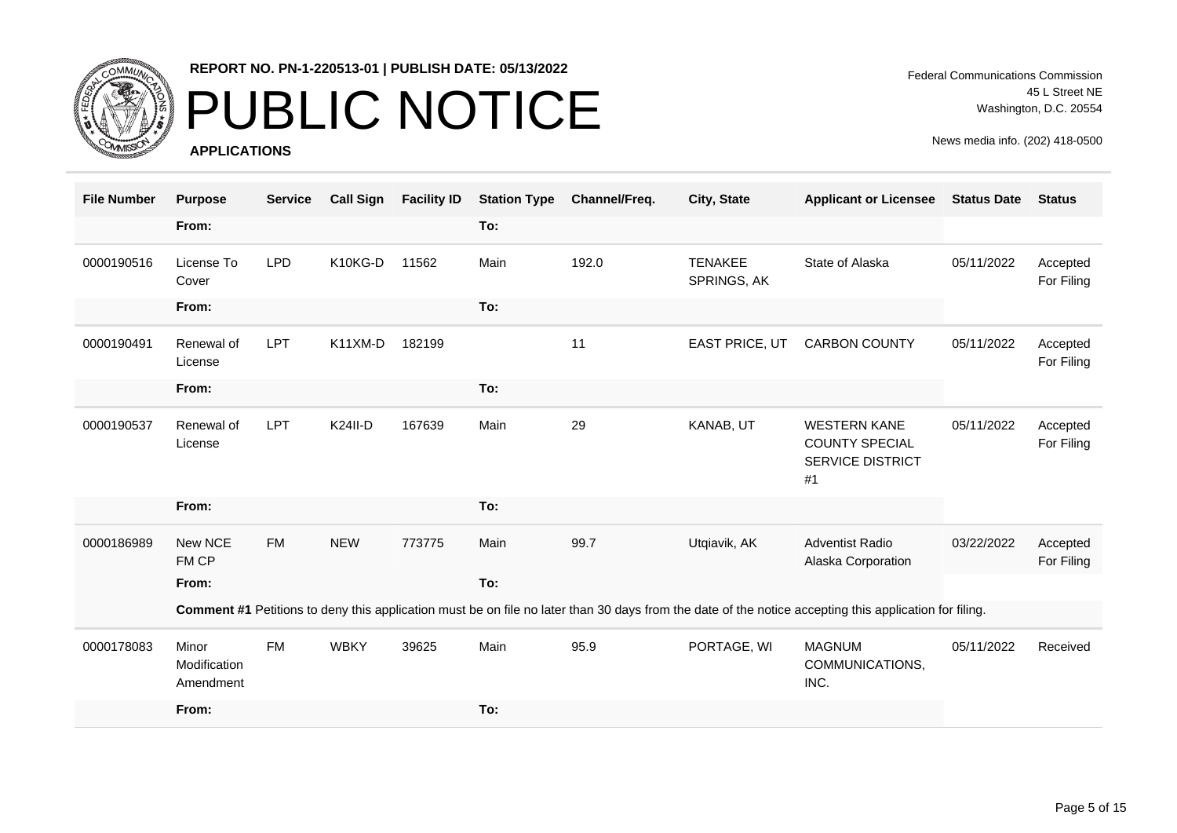REPORT NO. PN-1-220513-01 | PUBLISH DATE: 05/13/2022

# PUBLIC NOTICE

**APPLICATIONS**

Federal Communications Commission
45 L Street NE
Washington, D.C. 20554

News media info. (202) 418-0500

| File Number | Purpose | Service | Call Sign | Facility ID | Station Type | Channel/Freq. | City, State | Applicant or Licensee | Status Date | Status |
|---|---|---|---|---|---|---|---|---|---|---|
| | **From:** | | | | **To:** | | | | | |
| 0000190516 | License To Cover | LPD | K10KG-D | 11562 | Main | 192.0 | TENAKEE SPRINGS, AK | State of Alaska | 05/11/2022 | Accepted For Filing |
| | **From:** | | | | **To:** | | | | | |
| 0000190491 | Renewal of License | LPT | K11XM-D | 182199 | | 11 | EAST PRICE, UT | CARBON COUNTY | 05/11/2022 | Accepted For Filing |
| | **From:** | | | | **To:** | | | | | |
| 0000190537 | Renewal of License | LPT | K24II-D | 167639 | Main | 29 | KANAB, UT | WESTERN KANE COUNTY SPECIAL SERVICE DISTRICT #1 | 05/11/2022 | Accepted For Filing |
| | **From:** | | | | **To:** | | | | | |
| 0000186989 | New NCE FM CP | FM | NEW | 773775 | Main | 99.7 | Utqiavik, AK | Adventist Radio Alaska Corporation | 03/22/2022 | Accepted For Filing |
| | **From:** | | | | **To:** | | | | | |
| | **Comment #1** Petitions to deny this application must be on file no later than 30 days from the date of the notice accepting this application for filing. | | | | | | | | | |
| 0000178083 | Minor Modification Amendment | FM | WBKY | 39625 | Main | 95.9 | PORTAGE, WI | MAGNUM COMMUNICATIONS, INC. | 05/11/2022 | Received |
| | **From:** | | | | **To:** | | | | | |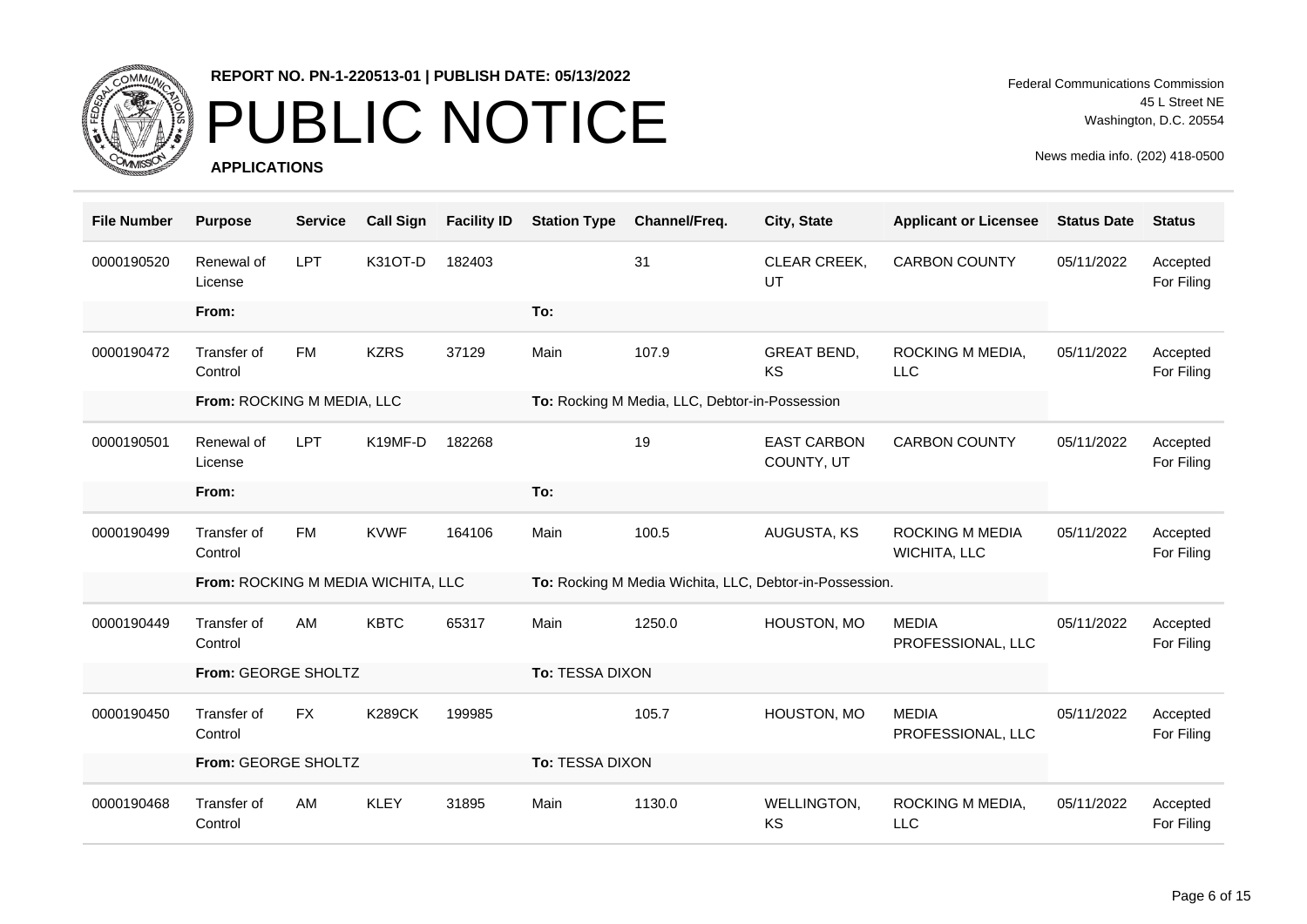**REPORT NO. PN-1-220513-01 | PUBLISH DATE: 05/13/2022**

# PUBLIC NOTICE

**APPLICATIONS**

Federal Communications Commission
45 L Street NE
Washington, D.C. 20554

News media info. (202) 418-0500

| File Number | Purpose | Service | Call Sign | Facility ID | Station Type | Channel/Freq. | City, State | Applicant or Licensee | Status Date | Status |
|---|---|---|---|---|---|---|---|---|---|---|
| 0000190520 | Renewal of License | LPT | K31OT-D | 182403 | | 31 | CLEAR CREEK, UT | CARBON COUNTY | 05/11/2022 | Accepted For Filing |
| | **From:** | | | | **To:** | | | | | |
| 0000190472 | Transfer of Control | FM | KZRS | 37129 | Main | 107.9 | GREAT BEND, KS | ROCKING M MEDIA, LLC | 05/11/2022 | Accepted For Filing |
| | **From:** ROCKING M MEDIA, LLC | | | | **To:** Rocking M Media, LLC, Debtor-in-Possession | | | | | |
| 0000190501 | Renewal of License | LPT | K19MF-D | 182268 | | 19 | EAST CARBON COUNTY, UT | CARBON COUNTY | 05/11/2022 | Accepted For Filing |
| | **From:** | | | | **To:** | | | | | |
| 0000190499 | Transfer of Control | FM | KVWF | 164106 | Main | 100.5 | AUGUSTA, KS | ROCKING M MEDIA WICHITA, LLC | 05/11/2022 | Accepted For Filing |
| | **From:** ROCKING M MEDIA WICHITA, LLC | | | | **To:** Rocking M Media Wichita, LLC, Debtor-in-Possession. | | | | | |
| 0000190449 | Transfer of Control | AM | KBTC | 65317 | Main | 1250.0 | HOUSTON, MO | MEDIA PROFESSIONAL, LLC | 05/11/2022 | Accepted For Filing |
| | **From:** GEORGE SHOLTZ | | | | **To:** TESSA DIXON | | | | | |
| 0000190450 | Transfer of Control | FX | K289CK | 199985 | | 105.7 | HOUSTON, MO | MEDIA PROFESSIONAL, LLC | 05/11/2022 | Accepted For Filing |
| | **From:** GEORGE SHOLTZ | | | | **To:** TESSA DIXON | | | | | |
| 0000190468 | Transfer of Control | AM | KLEY | 31895 | Main | 1130.0 | WELLINGTON, KS | ROCKING M MEDIA, LLC | 05/11/2022 | Accepted For Filing |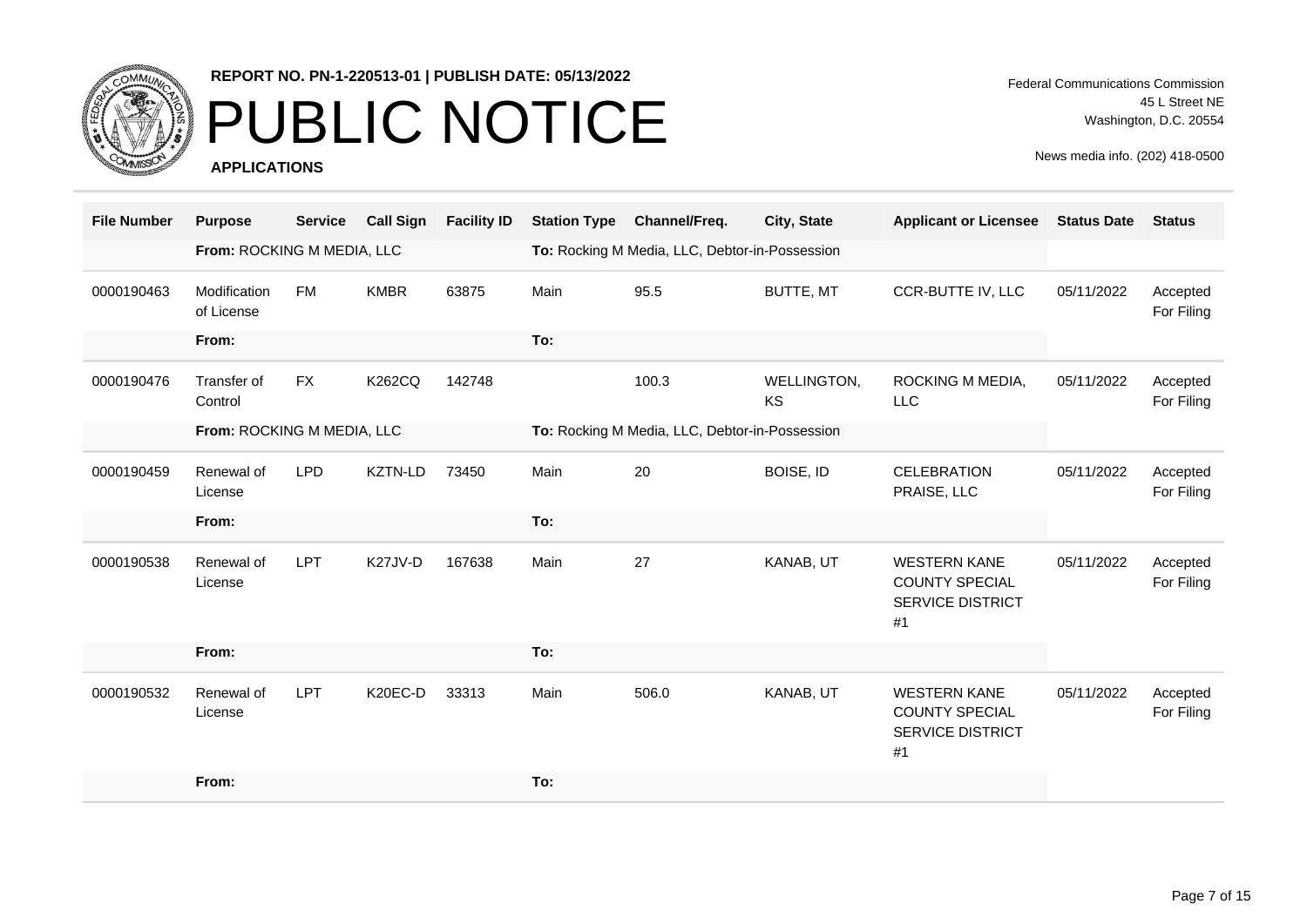**REPORT NO. PN-1-220513-01 | PUBLISH DATE: 05/13/2022**

# PUBLIC NOTICE

**APPLICATIONS**

Federal Communications Commission
45 L Street NE
Washington, D.C. 20554

News media info. (202) 418-0500

| File Number | Purpose | Service | Call Sign | Facility ID | Station Type | Channel/Freq. | City, State | Applicant or Licensee | Status Date | Status |
|---|---|---|---|---|---|---|---|---|---|---|
| | **From:** ROCKING M MEDIA, LLC | | | | **To:** Rocking M Media, LLC, Debtor-in-Possession | | | | | |
| 0000190463 | Modification of License | FM | KMBR | 63875 | Main | 95.5 | BUTTE, MT | CCR-BUTTE IV, LLC | 05/11/2022 | Accepted For Filing |
| | **From:** | | | | **To:** | | | | | |
| 0000190476 | Transfer of Control | FX | K262CQ | 142748 | | 100.3 | WELLINGTON, KS | ROCKING M MEDIA, LLC | 05/11/2022 | Accepted For Filing |
| | **From:** ROCKING M MEDIA, LLC | | | | **To:** Rocking M Media, LLC, Debtor-in-Possession | | | | | |
| 0000190459 | Renewal of License | LPD | KZTN-LD | 73450 | Main | 20 | BOISE, ID | CELEBRATION PRAISE, LLC | 05/11/2022 | Accepted For Filing |
| | **From:** | | | | **To:** | | | | | |
| 0000190538 | Renewal of License | LPT | K27JV-D | 167638 | Main | 27 | KANAB, UT | WESTERN KANE COUNTY SPECIAL SERVICE DISTRICT #1 | 05/11/2022 | Accepted For Filing |
| | **From:** | | | | **To:** | | | | | |
| 0000190532 | Renewal of License | LPT | K20EC-D | 33313 | Main | 506.0 | KANAB, UT | WESTERN KANE COUNTY SPECIAL SERVICE DISTRICT #1 | 05/11/2022 | Accepted For Filing |
| | **From:** | | | | **To:** | | | | | |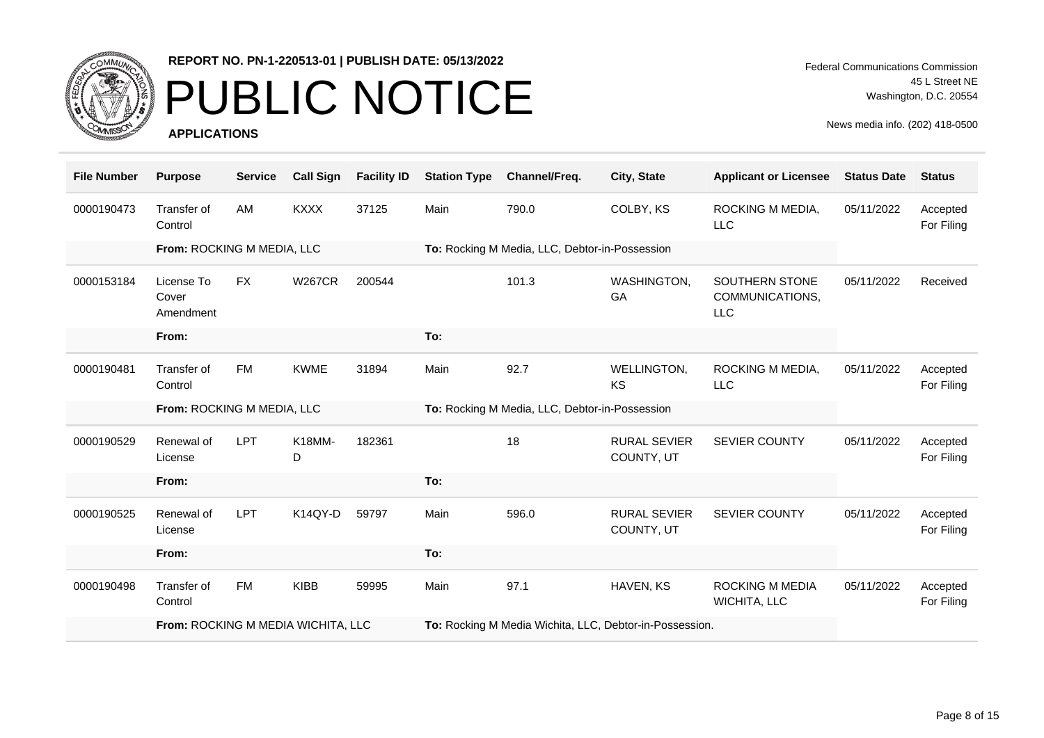**REPORT NO. PN-1-220513-01 | PUBLISH DATE: 05/13/2022**

# PUBLIC NOTICE

**APPLICATIONS**

Federal Communications Commission
45 L Street NE
Washington, D.C. 20554

News media info. (202) 418-0500

| File Number | Purpose | Service | Call Sign | Facility ID | Station Type | Channel/Freq. | City, State | Applicant or Licensee | Status Date | Status |
|---|---|---|---|---|---|---|---|---|---|---|
| 0000190473 | Transfer of Control | AM | KXXX | 37125 | Main | 790.0 | COLBY, KS | ROCKING M MEDIA, LLC | 05/11/2022 | Accepted For Filing |
| | **From:** ROCKING M MEDIA, LLC | | | | **To:** Rocking M Media, LLC, Debtor-in-Possession | | | | | |
| 0000153184 | License To Cover Amendment | FX | W267CR | 200544 | | 101.3 | WASHINGTON, GA | SOUTHERN STONE COMMUNICATIONS, LLC | 05/11/2022 | Received |
| | **From:** | | | | **To:** | | | | | |
| 0000190481 | Transfer of Control | FM | KWME | 31894 | Main | 92.7 | WELLINGTON, KS | ROCKING M MEDIA, LLC | 05/11/2022 | Accepted For Filing |
| | **From:** ROCKING M MEDIA, LLC | | | | **To:** Rocking M Media, LLC, Debtor-in-Possession | | | | | |
| 0000190529 | Renewal of License | LPT | K18MM-D | 182361 | | 18 | RURAL SEVIER COUNTY, UT | SEVIER COUNTY | 05/11/2022 | Accepted For Filing |
| | **From:** | | | | **To:** | | | | | |
| 0000190525 | Renewal of License | LPT | K14QY-D | 59797 | Main | 596.0 | RURAL SEVIER COUNTY, UT | SEVIER COUNTY | 05/11/2022 | Accepted For Filing |
| | **From:** | | | | **To:** | | | | | |
| 0000190498 | Transfer of Control | FM | KIBB | 59995 | Main | 97.1 | HAVEN, KS | ROCKING M MEDIA WICHITA, LLC | 05/11/2022 | Accepted For Filing |
| | **From:** ROCKING M MEDIA WICHITA, LLC | | | | **To:** Rocking M Media Wichita, LLC, Debtor-in-Possession. | | | | | |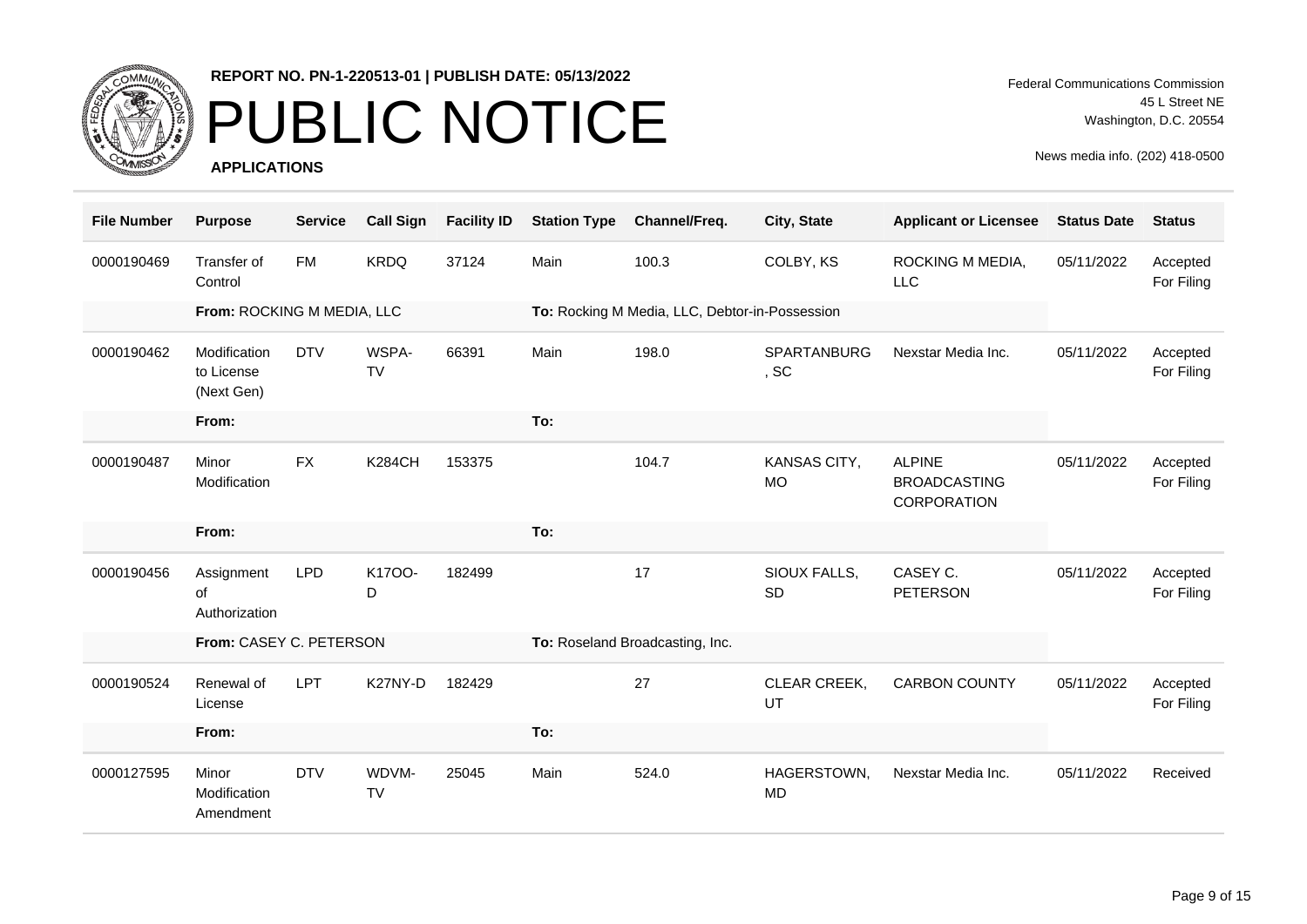**REPORT NO. PN-1-220513-01 | PUBLISH DATE: 05/13/2022**

# PUBLIC NOTICE

**APPLICATIONS**

Federal Communications Commission
45 L Street NE
Washington, D.C. 20554

News media info. (202) 418-0500

| File Number | Purpose | Service | Call Sign | Facility ID | Station Type | Channel/Freq. | City, State | Applicant or Licensee | Status Date | Status |
|---|---|---|---|---|---|---|---|---|---|---|
| 0000190469 | Transfer of Control | FM | KRDQ | 37124 | Main | 100.3 | COLBY, KS | ROCKING M MEDIA, LLC | 05/11/2022 | Accepted For Filing |
| | **From:** ROCKING M MEDIA, LLC | | | | **To:** Rocking M Media, LLC, Debtor-in-Possession | | | | | |
| 0000190462 | Modification to License (Next Gen) | DTV | WSPA-TV | 66391 | Main | 198.0 | SPARTANBURG, SC | Nexstar Media Inc. | 05/11/2022 | Accepted For Filing |
| | **From:** | | | | **To:** | | | | | |
| 0000190487 | Minor Modification | FX | K284CH | 153375 | | 104.7 | KANSAS CITY, MO | ALPINE BROADCASTING CORPORATION | 05/11/2022 | Accepted For Filing |
| | **From:** | | | | **To:** | | | | | |
| 0000190456 | Assignment of Authorization | LPD | K17OO-D | 182499 | | 17 | SIOUX FALLS, SD | CASEY C. PETERSON | 05/11/2022 | Accepted For Filing |
| | **From:** CASEY C. PETERSON | | | | **To:** Roseland Broadcasting, Inc. | | | | | |
| 0000190524 | Renewal of License | LPT | K27NY-D | 182429 | | 27 | CLEAR CREEK, UT | CARBON COUNTY | 05/11/2022 | Accepted For Filing |
| | **From:** | | | | **To:** | | | | | |
| 0000127595 | Minor Modification Amendment | DTV | WDVM-TV | 25045 | Main | 524.0 | HAGERSTOWN, MD | Nexstar Media Inc. | 05/11/2022 | Received |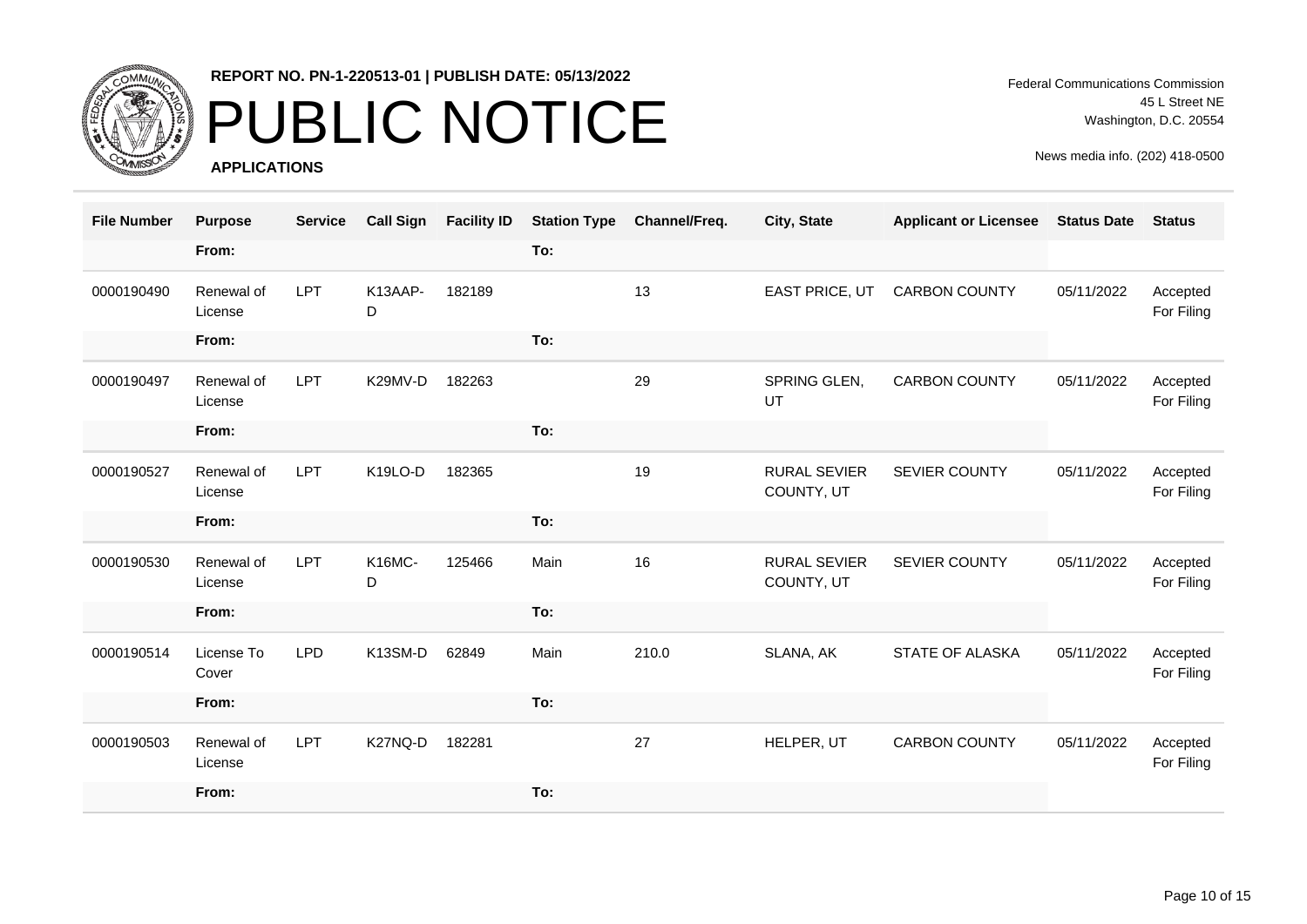**REPORT NO. PN-1-220513-01 | PUBLISH DATE: 05/13/2022**

# PUBLIC NOTICE

**APPLICATIONS**

Federal Communications Commission
45 L Street NE
Washington, D.C. 20554

News media info. (202) 418-0500

| File Number | Purpose | Service | Call Sign | Facility ID | Station Type | Channel/Freq. | City, State | Applicant or Licensee | Status Date | Status |
|---|---|---|---|---|---|---|---|---|---|---|
| | From: | | | | To: | | | | | |
| 0000190490 | Renewal of License | LPT | K13AAP-D | 182189 | | 13 | EAST PRICE, UT | CARBON COUNTY | 05/11/2022 | Accepted For Filing |
| | From: | | | | To: | | | | | |
| 0000190497 | Renewal of License | LPT | K29MV-D | 182263 | | 29 | SPRING GLEN, UT | CARBON COUNTY | 05/11/2022 | Accepted For Filing |
| | From: | | | | To: | | | | | |
| 0000190527 | Renewal of License | LPT | K19LO-D | 182365 | | 19 | RURAL SEVIER COUNTY, UT | SEVIER COUNTY | 05/11/2022 | Accepted For Filing |
| | From: | | | | To: | | | | | |
| 0000190530 | Renewal of License | LPT | K16MC-D | 125466 | Main | 16 | RURAL SEVIER COUNTY, UT | SEVIER COUNTY | 05/11/2022 | Accepted For Filing |
| | From: | | | | To: | | | | | |
| 0000190514 | License To Cover | LPD | K13SM-D | 62849 | Main | 210.0 | SLANA, AK | STATE OF ALASKA | 05/11/2022 | Accepted For Filing |
| | From: | | | | To: | | | | | |
| 0000190503 | Renewal of License | LPT | K27NQ-D | 182281 | | 27 | HELPER, UT | CARBON COUNTY | 05/11/2022 | Accepted For Filing |
| | From: | | | | To: | | | | | |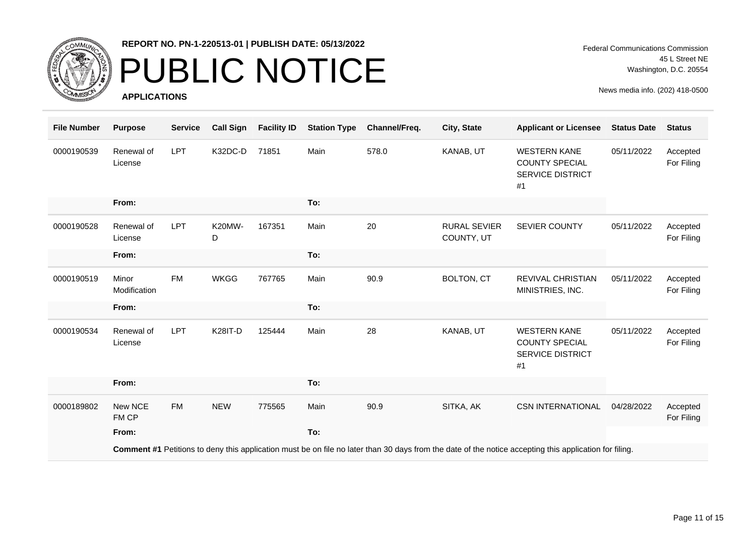**REPORT NO. PN-1-220513-01 | PUBLISH DATE: 05/13/2022**

# PUBLIC NOTICE

**APPLICATIONS**

Federal Communications Commission
45 L Street NE
Washington, D.C. 20554

News media info. (202) 418-0500

| File Number | Purpose | Service | Call Sign | Facility ID | Station Type | Channel/Freq. | City, State | Applicant or Licensee | Status Date | Status |
|---|---|---|---|---|---|---|---|---|---|---|
| 0000190539 | Renewal of License | LPT | K32DC-D | 71851 | Main | 578.0 | KANAB, UT | WESTERN KANE COUNTY SPECIAL SERVICE DISTRICT #1 | 05/11/2022 | Accepted For Filing |
| | **From:** | | | | **To:** | | | | | |
| 0000190528 | Renewal of License | LPT | K20MW-D | 167351 | Main | 20 | RURAL SEVIER COUNTY, UT | SEVIER COUNTY | 05/11/2022 | Accepted For Filing |
| | **From:** | | | | **To:** | | | | | |
| 0000190519 | Minor Modification | FM | WKGG | 767765 | Main | 90.9 | BOLTON, CT | REVIVAL CHRISTIAN MINISTRIES, INC. | 05/11/2022 | Accepted For Filing |
| | **From:** | | | | **To:** | | | | | |
| 0000190534 | Renewal of License | LPT | K28IT-D | 125444 | Main | 28 | KANAB, UT | WESTERN KANE COUNTY SPECIAL SERVICE DISTRICT #1 | 05/11/2022 | Accepted For Filing |
| | **From:** | | | | **To:** | | | | | |
| 0000189802 | New NCE FM CP | FM | NEW | 775565 | Main | 90.9 | SITKA, AK | CSN INTERNATIONAL | 04/28/2022 | Accepted For Filing |
| | **From:** | | | | **To:** | | | | | |
| | **Comment #1** Petitions to deny this application must be on file no later than 30 days from the date of the notice accepting this application for filing. | | | | | | | | | |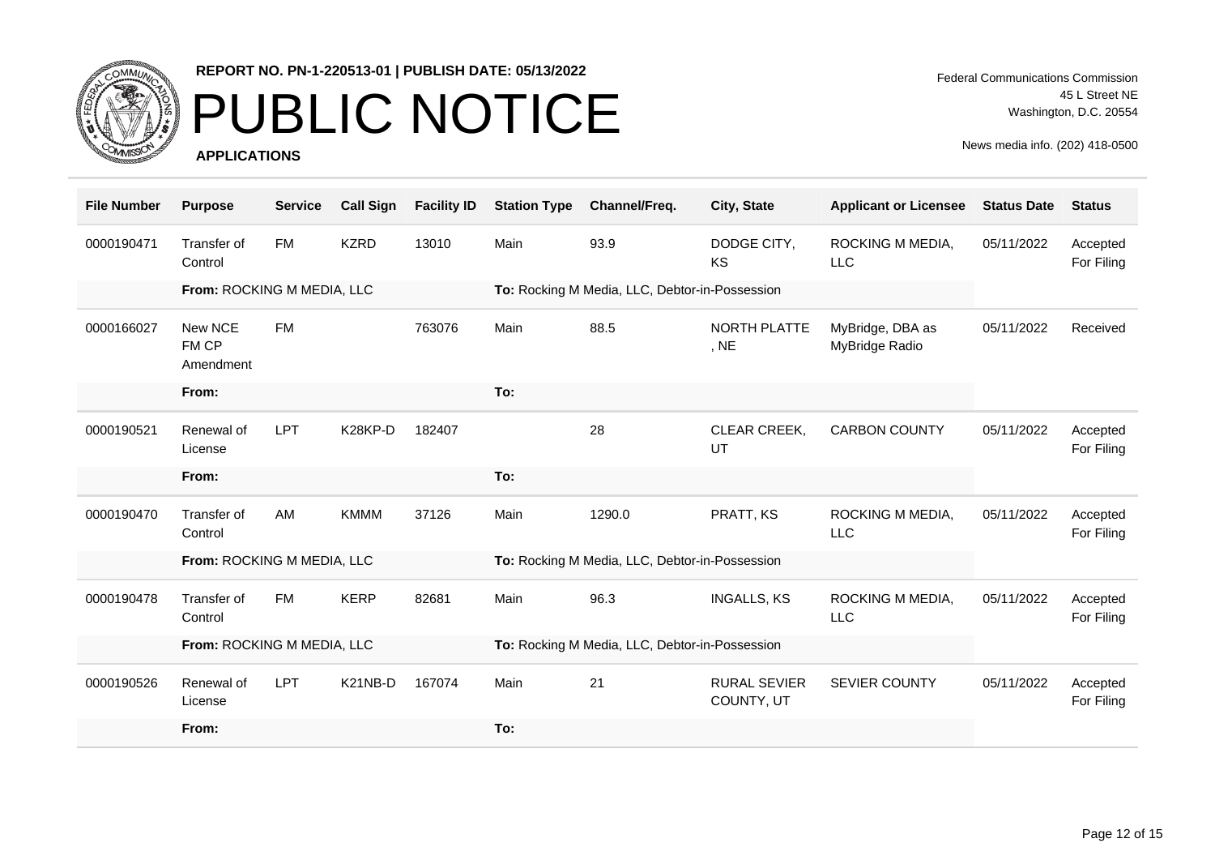**REPORT NO. PN-1-220513-01 | PUBLISH DATE: 05/13/2022**

# PUBLIC NOTICE

**APPLICATIONS**

Federal Communications Commission
45 L Street NE
Washington, D.C. 20554

News media info. (202) 418-0500

| File Number | Purpose | Service | Call Sign | Facility ID | Station Type | Channel/Freq. | City, State | Applicant or Licensee | Status Date | Status |
|---|---|---|---|---|---|---|---|---|---|---|
| 0000190471 | Transfer of Control | FM | KZRD | 13010 | Main | 93.9 | DODGE CITY, KS | ROCKING M MEDIA, LLC | 05/11/2022 | Accepted For Filing |
| | **From:** ROCKING M MEDIA, LLC | | | | **To:** Rocking M Media, LLC, Debtor-in-Possession | | | | | |
| 0000166027 | New NCE FM CP Amendment | FM | | 763076 | Main | 88.5 | NORTH PLATTE, NE | MyBridge, DBA as MyBridge Radio | 05/11/2022 | Received |
| | **From:** | | | | **To:** | | | | | |
| 0000190521 | Renewal of License | LPT | K28KP-D | 182407 | | 28 | CLEAR CREEK, UT | CARBON COUNTY | 05/11/2022 | Accepted For Filing |
| | **From:** | | | | **To:** | | | | | |
| 0000190470 | Transfer of Control | AM | KMMM | 37126 | Main | 1290.0 | PRATT, KS | ROCKING M MEDIA, LLC | 05/11/2022 | Accepted For Filing |
| | **From:** ROCKING M MEDIA, LLC | | | | **To:** Rocking M Media, LLC, Debtor-in-Possession | | | | | |
| 0000190478 | Transfer of Control | FM | KERP | 82681 | Main | 96.3 | INGALLS, KS | ROCKING M MEDIA, LLC | 05/11/2022 | Accepted For Filing |
| | **From:** ROCKING M MEDIA, LLC | | | | **To:** Rocking M Media, LLC, Debtor-in-Possession | | | | | |
| 0000190526 | Renewal of License | LPT | K21NB-D | 167074 | Main | 21 | RURAL SEVIER COUNTY, UT | SEVIER COUNTY | 05/11/2022 | Accepted For Filing |
| | **From:** | | | | **To:** | | | | | |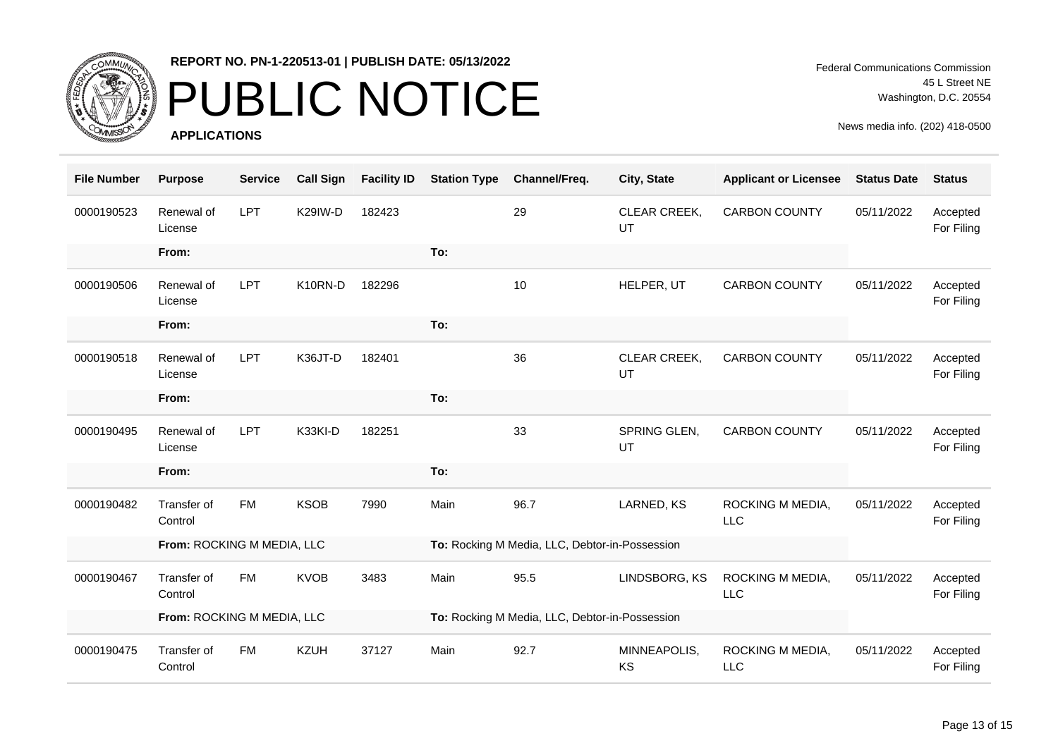**REPORT NO. PN-1-220513-01 | PUBLISH DATE: 05/13/2022**

# PUBLIC NOTICE

**APPLICATIONS**

Federal Communications Commission
45 L Street NE
Washington, D.C. 20554

News media info. (202) 418-0500

| File Number | Purpose | Service | Call Sign | Facility ID | Station Type | Channel/Freq. | City, State | Applicant or Licensee | Status Date | Status |
|---|---|---|---|---|---|---|---|---|---|---|
| 0000190523 | Renewal of License | LPT | K29IW-D | 182423 | | 29 | CLEAR CREEK, UT | CARBON COUNTY | 05/11/2022 | Accepted For Filing |
| | **From:** | | | | **To:** | | | | | |
| 0000190506 | Renewal of License | LPT | K10RN-D | 182296 | | 10 | HELPER, UT | CARBON COUNTY | 05/11/2022 | Accepted For Filing |
| | **From:** | | | | **To:** | | | | | |
| 0000190518 | Renewal of License | LPT | K36JT-D | 182401 | | 36 | CLEAR CREEK, UT | CARBON COUNTY | 05/11/2022 | Accepted For Filing |
| | **From:** | | | | **To:** | | | | | |
| 0000190495 | Renewal of License | LPT | K33KI-D | 182251 | | 33 | SPRING GLEN, UT | CARBON COUNTY | 05/11/2022 | Accepted For Filing |
| | **From:** | | | | **To:** | | | | | |
| 0000190482 | Transfer of Control | FM | KSOB | 7990 | Main | 96.7 | LARNED, KS | ROCKING M MEDIA, LLC | 05/11/2022 | Accepted For Filing |
| | **From:** ROCKING M MEDIA, LLC | | | | **To:** Rocking M Media, LLC, Debtor-in-Possession | | | | | |
| 0000190467 | Transfer of Control | FM | KVOB | 3483 | Main | 95.5 | LINDSBORG, KS | ROCKING M MEDIA, LLC | 05/11/2022 | Accepted For Filing |
| | **From:** ROCKING M MEDIA, LLC | | | | **To:** Rocking M Media, LLC, Debtor-in-Possession | | | | | |
| 0000190475 | Transfer of Control | FM | KZUH | 37127 | Main | 92.7 | MINNEAPOLIS, KS | ROCKING M MEDIA, LLC | 05/11/2022 | Accepted For Filing |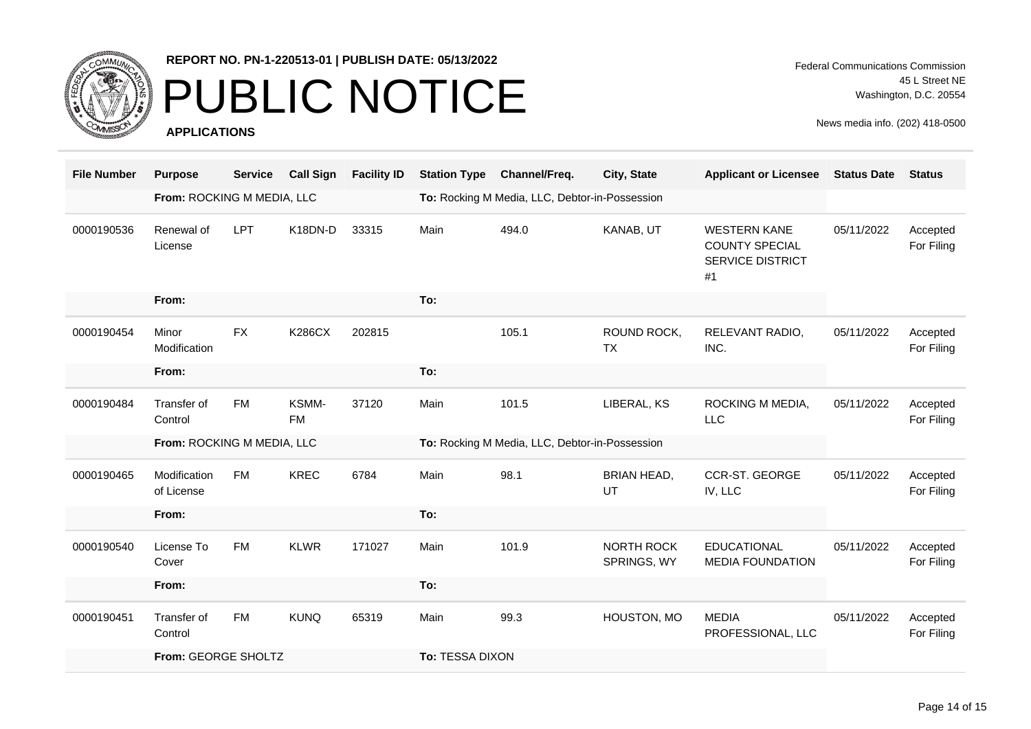REPORT NO. PN-1-220513-01 | PUBLISH DATE: 05/13/2022

# PUBLIC NOTICE

**APPLICATIONS**

Federal Communications Commission
45 L Street NE
Washington, D.C. 20554

News media info. (202) 418-0500

| File Number | Purpose | Service | Call Sign | Facility ID | Station Type | Channel/Freq. | City, State | Applicant or Licensee | Status Date | Status |
|---|---|---|---|---|---|---|---|---|---|---|
| | **From:** ROCKING M MEDIA, LLC | | | | **To:** Rocking M Media, LLC, Debtor-in-Possession | | | | | |
| 0000190536 | Renewal of License | LPT | K18DN-D | 33315 | Main | 494.0 | KANAB, UT | WESTERN KANE COUNTY SPECIAL SERVICE DISTRICT #1 | 05/11/2022 | Accepted For Filing |
| | **From:** | | | | **To:** | | | | | |
| 0000190454 | Minor Modification | FX | K286CX | 202815 | | 105.1 | ROUND ROCK, TX | RELEVANT RADIO, INC. | 05/11/2022 | Accepted For Filing |
| | **From:** | | | | **To:** | | | | | |
| 0000190484 | Transfer of Control | FM | KSMM-FM | 37120 | Main | 101.5 | LIBERAL, KS | ROCKING M MEDIA, LLC | 05/11/2022 | Accepted For Filing |
| | **From:** ROCKING M MEDIA, LLC | | | | **To:** Rocking M Media, LLC, Debtor-in-Possession | | | | | |
| 0000190465 | Modification of License | FM | KREC | 6784 | Main | 98.1 | BRIAN HEAD, UT | CCR-ST. GEORGE IV, LLC | 05/11/2022 | Accepted For Filing |
| | **From:** | | | | **To:** | | | | | |
| 0000190540 | License To Cover | FM | KLWR | 171027 | Main | 101.9 | NORTH ROCK SPRINGS, WY | EDUCATIONAL MEDIA FOUNDATION | 05/11/2022 | Accepted For Filing |
| | **From:** | | | | **To:** | | | | | |
| 0000190451 | Transfer of Control | FM | KUNQ | 65319 | Main | 99.3 | HOUSTON, MO | MEDIA PROFESSIONAL, LLC | 05/11/2022 | Accepted For Filing |
| | **From:** GEORGE SHOLTZ | | | | **To:** TESSA DIXON | | | | | |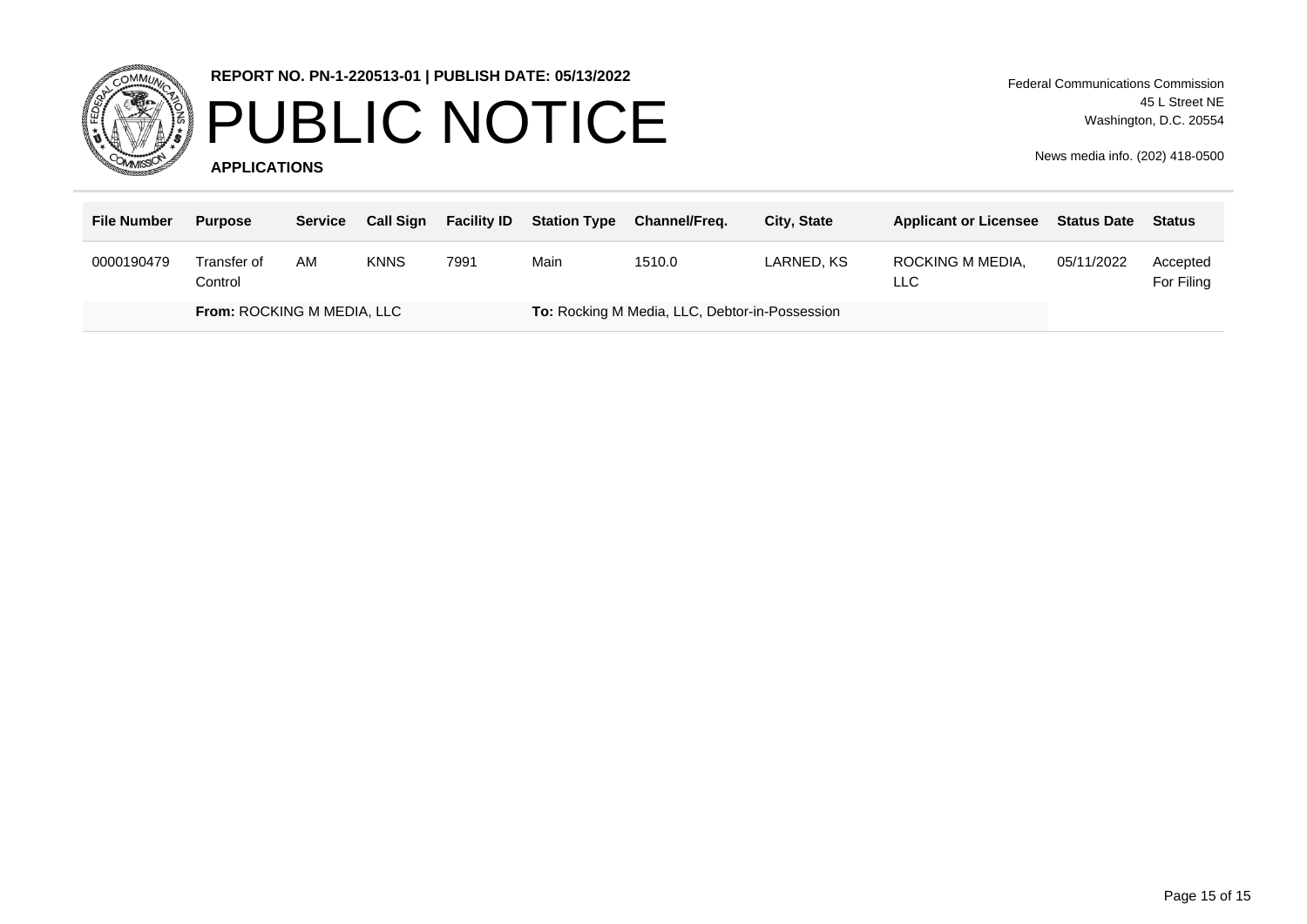**REPORT NO. PN-1-220513-01 | PUBLISH DATE: 05/13/2022**

# PUBLIC NOTICE

**APPLICATIONS**

Federal Communications Commission
45 L Street NE
Washington, D.C. 20554

News media info. (202) 418-0500

| File Number | Purpose | Service | Call Sign | Facility ID | Station Type | Channel/Freq. | City, State | Applicant or Licensee | Status Date | Status |
|---|---|---|---|---|---|---|---|---|---|---|
| 0000190479 | Transfer of Control | AM | KNNS | 7991 | Main | 1510.0 | LARNED, KS | ROCKING M MEDIA, LLC | 05/11/2022 | Accepted For Filing |
| | **From:** ROCKING M MEDIA, LLC | | | | **To:** Rocking M Media, LLC, Debtor-in-Possession | | | | | |